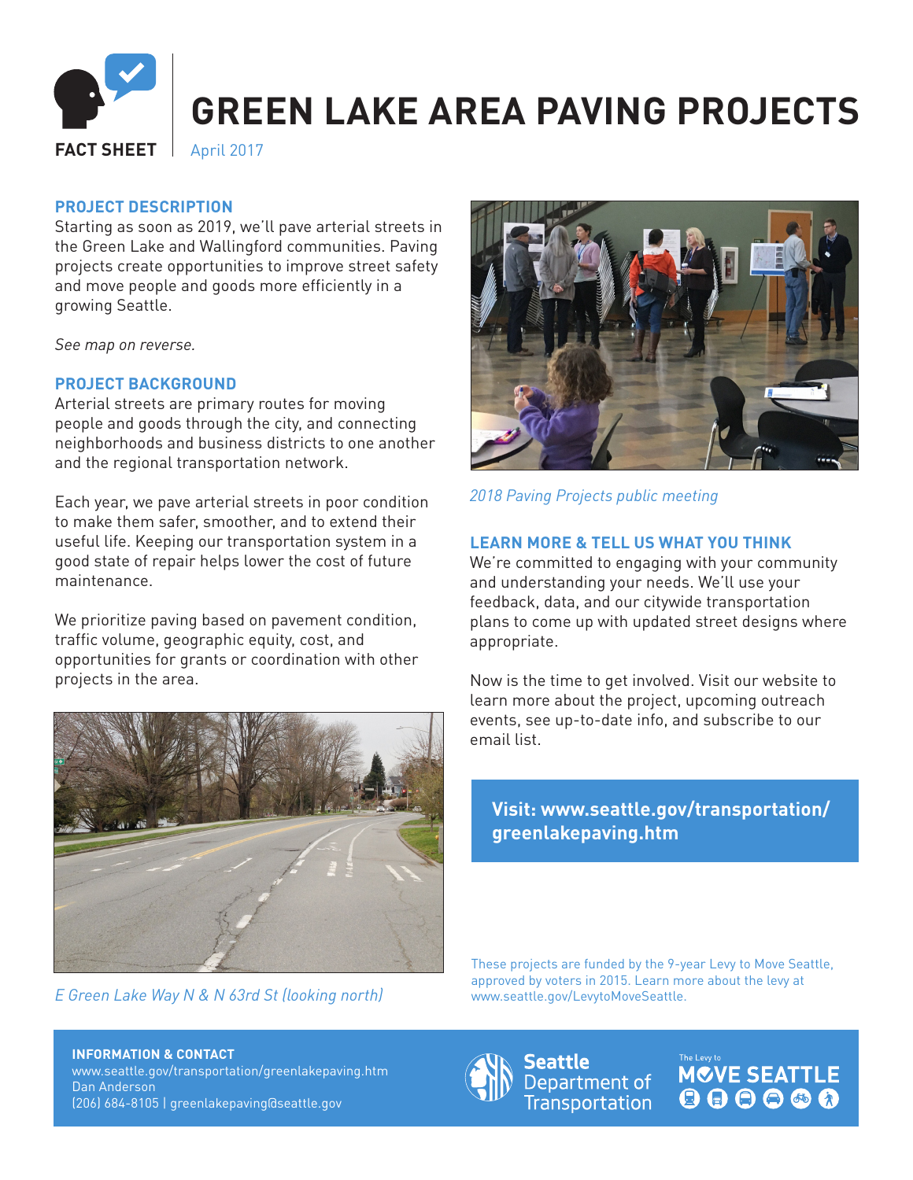# GREEN LAKE AREA PAVING PROJECTS

**FACT SHEET** | April 2017

## PROJECT DESCRIPTION

Starting as soon as 2019, we'll pave arterial streets in the Green Lake and Wallingford communities. Paving projects create opportunities to improve street safety and move people and goods more efficiently in a growing Seattle.

*See map on reverse.*

## PROJECT BACKGROUND

Arterial streets are primary routes for moving people and goods through the city, and connecting neighborhoods and business districts to one another and the regional transportation network.

Each year, we pave arterial streets in poor condition to make them safer, smoother, and to extend their useful life. Keeping our transportation system in a good state of repair helps lower the cost of future maintenance.

We prioritize paving based on pavement condition, traffic volume, geographic equity, cost, and opportunities for grants or coordination with other projects in the area.

*E Green Lake Way N & N 63rd St (looking north)*

*2018 Paving Projects public meeting*

## LEARN MORE & TELL US WHAT YOU THINK

We're committed to engaging with your community and understanding your needs. We'll use your feedback, data, and our citywide transportation plans to come up with updated street designs where appropriate.

Now is the time to get involved. Visit our website to learn more about the project, upcoming outreach events, see up-to-date info, and subscribe to our email list.

**Visit: www.seattle.gov/transportation/greenlakepaving.htm**

These projects are funded by the 9-year Levy to Move Seattle, approved by voters in 2015. Learn more about the levy at www.seattle.gov/LevytoMoveSeattle.

**INFORMATION & CONTACT**
www.seattle.gov/transportation/greenlakepaving.htm
Dan Anderson
(206) 684-8105 | greenlakepaving@seattle.gov

Seattle Department of Transportation

The Levy to MOVE SEATTLE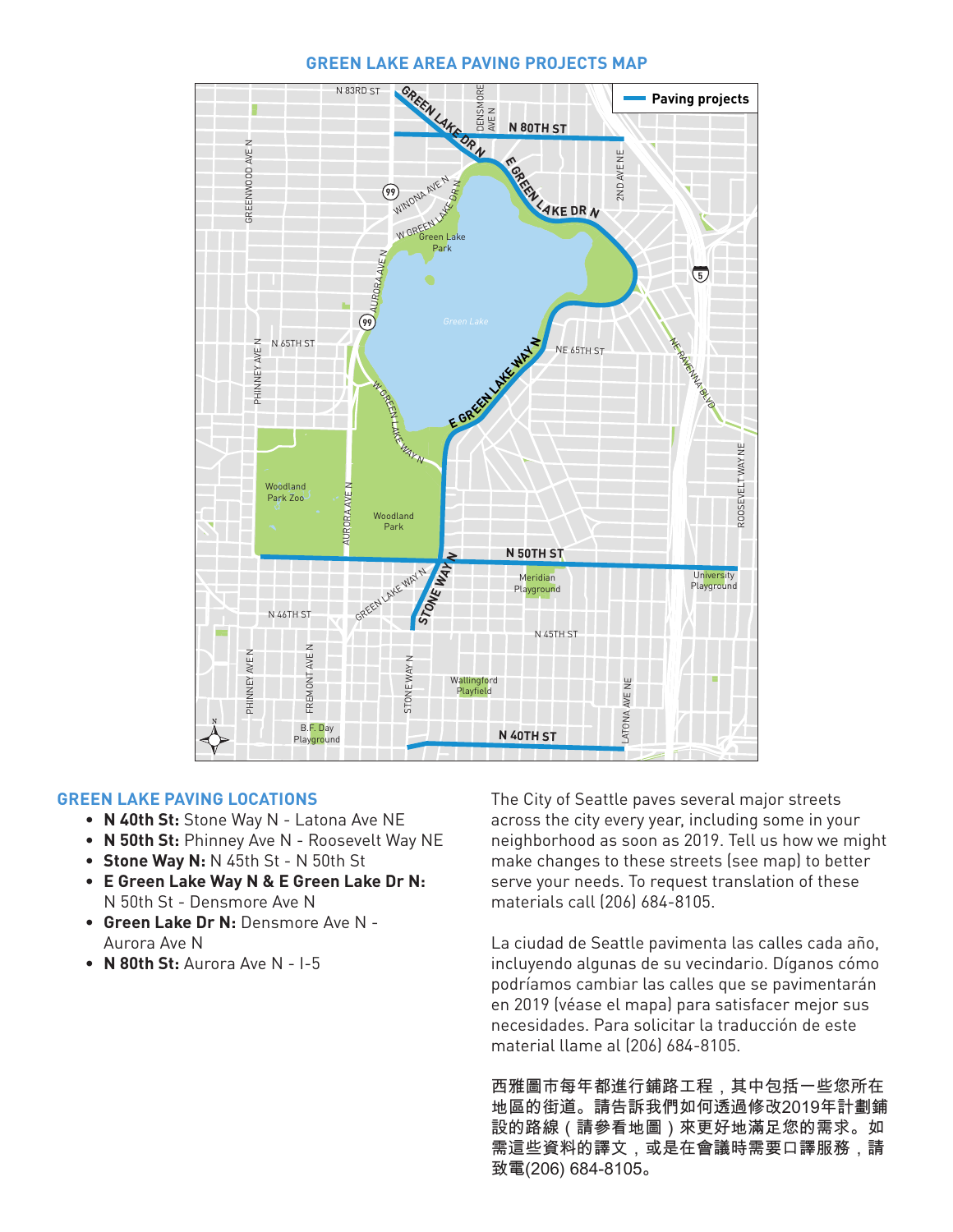## GREEN LAKE AREA PAVING PROJECTS MAP

Paving projects

N 83RD ST
GREEN LAKE DR N
DENSMORE AVE N
N 80TH ST
E GREEN LAKE DR N
2ND AVE NE
WINONA AVE N
W GREEN LAKE DR N
Green Lake Park
AURORA AVE N
GREENWOOD AVE N
Green Lake
N 65TH ST
NE 65TH ST
PHINNEY AVE N
E GREEN LAKE WAY N
W GREEN LAKE WAY N
NE RAVENNA BLVD
ROOSEVELT WAY NE
Woodland Park Zoo
Woodland Park
N 50TH ST
Meridian Playground
University Playground
GREEN LAKE WAY N
STONE WAY N
N 46TH ST
N 45TH ST
FREMONT AVE N
Wallingford Playfield
LATONA AVE NE
B.F. Day Playground
N 40TH ST

## GREEN LAKE PAVING LOCATIONS

- **N 40th St:** Stone Way N - Latona Ave NE
- **N 50th St:** Phinney Ave N - Roosevelt Way NE
- **Stone Way N:** N 45th St - N 50th St
- **E Green Lake Way N & E Green Lake Dr N:** N 50th St - Densmore Ave N
- **Green Lake Dr N:** Densmore Ave N - Aurora Ave N
- **N 80th St:** Aurora Ave N - I-5

The City of Seattle paves several major streets across the city every year, including some in your neighborhood as soon as 2019. Tell us how we might make changes to these streets (see map) to better serve your needs. To request translation of these materials call (206) 684-8105.

La ciudad de Seattle pavimenta las calles cada año, incluyendo algunas de su vecindario. Díganos cómo podríamos cambiar las calles que se pavimentarán en 2019 (véase el mapa) para satisfacer mejor sus necesidades. Para solicitar la traducción de este material llame al (206) 684-8105.

西雅圖市每年都進行鋪路工程，其中包括一些您所在地區的街道。請告訴我們如何透過修改2019年計劃鋪設的路線（請參看地圖）來更好地滿足您的需求。如需這些資料的譯文，或是在會議時需要口譯服務，請致電(206) 684-8105。